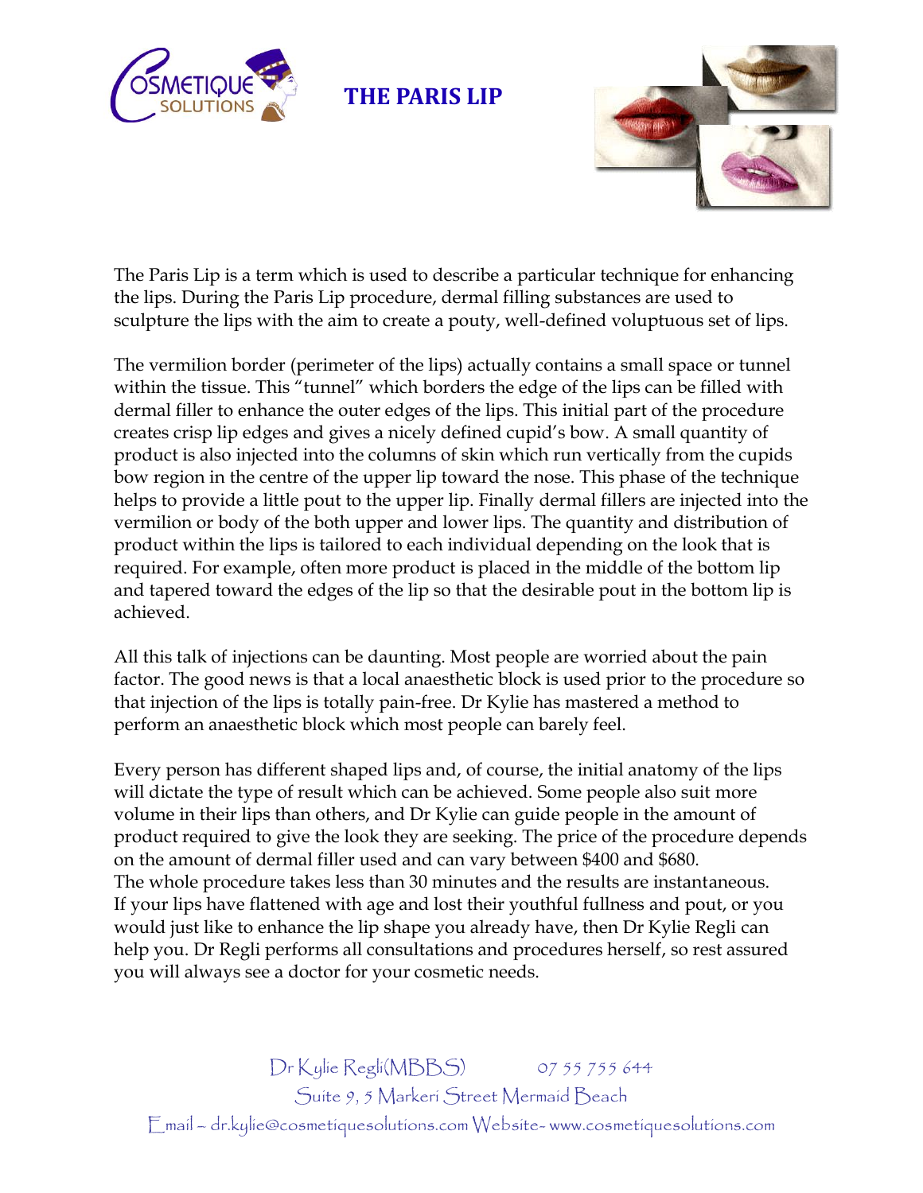# THE PARIS LIP

The Paris Lip is a term which is used to describe a particular technique for enhancing the lips. During the Paris Lip procedure, dermal filling substances are used to sculpture the lips with the aim to create a pouty, well-defined voluptuous set of lips.

The vermilion border (perimeter of the lips) actually contains a small space or tunnel within the tissue. This "tunnel" which borders the edge of the lips can be filled with dermal filler to enhance the outer edges of the lips. This initial part of the procedure creates crisp lip edges and gives a nicely defined cupid's bow. A small quantity of product is also injected into the columns of skin which run vertically from the cupids bow region in the centre of the upper lip toward the nose. This phase of the technique helps to provide a little pout to the upper lip. Finally dermal fillers are injected into the vermilion or body of the both upper and lower lips. The quantity and distribution of product within the lips is tailored to each individual depending on the look that is required. For example, often more product is placed in the middle of the bottom lip and tapered toward the edges of the lip so that the desirable pout in the bottom lip is achieved.

All this talk of injections can be daunting. Most people are worried about the pain factor. The good news is that a local anaesthetic block is used prior to the procedure so that injection of the lips is totally pain-free. Dr Kylie has mastered a method to perform an anaesthetic block which most people can barely feel.

Every person has different shaped lips and, of course, the initial anatomy of the lips will dictate the type of result which can be achieved. Some people also suit more volume in their lips than others, and Dr Kylie can guide people in the amount of product required to give the look they are seeking. The price of the procedure depends on the amount of dermal filler used and can vary between $400 and $680.
The whole procedure takes less than 30 minutes and the results are instantaneous.
If your lips have flattened with age and lost their youthful fullness and pout, or you would just like to enhance the lip shape you already have, then Dr Kylie Regli can help you. Dr Regli performs all consultations and procedures herself, so rest assured you will always see a doctor for your cosmetic needs.

Dr Kylie Regli(MBBS) 07 55 755 644
Suite 9, 5 Markeri Street Mermaid Beach
Email – dr.kylie@cosmetiquesolutions.com Website- www.cosmetiquesolutions.com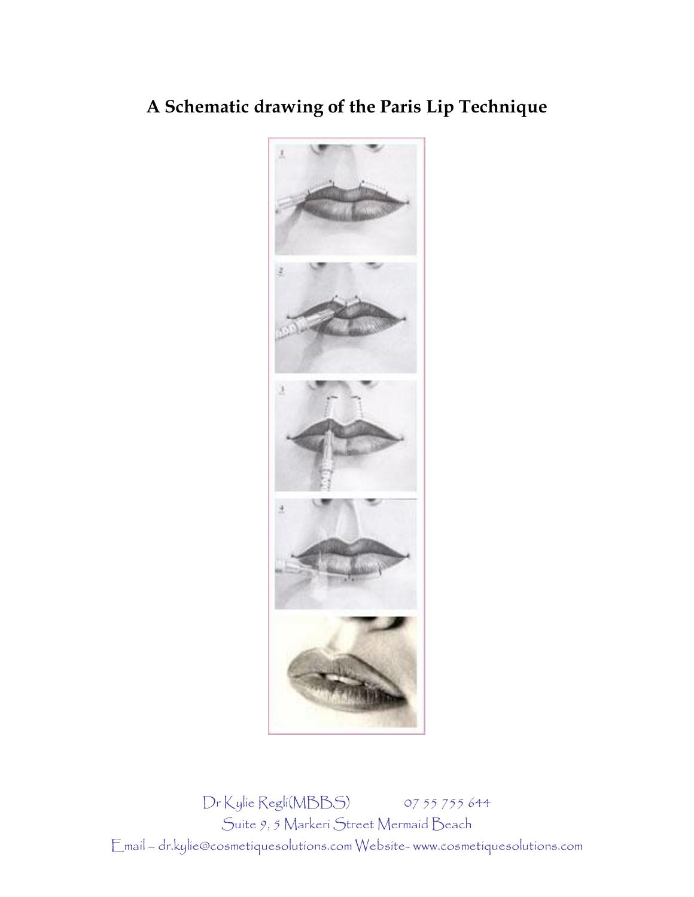# A Schematic drawing of the Paris Lip Technique

Dr Kylie Regli(MBBS) 07 55 755 644
Suite 9, 5 Markeri Street Mermaid Beach
Email – dr.kylie@cosmetiquesolutions.com Website- www.cosmetiquesolutions.com